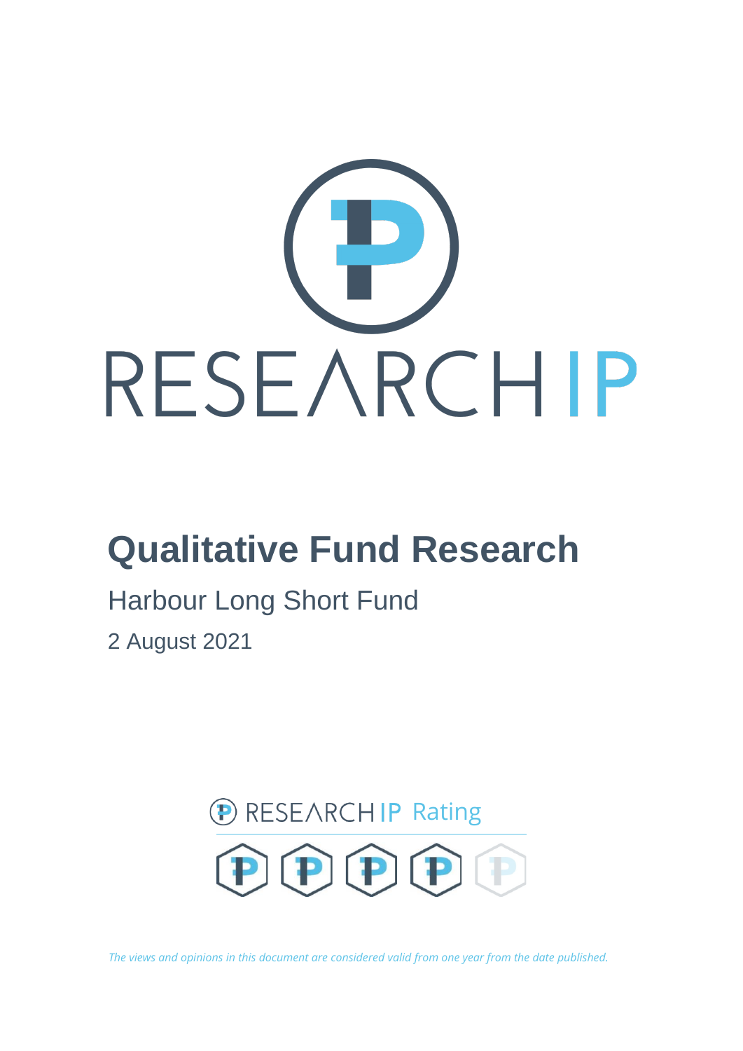RESEARCH IP

# Qualitative Fund Research

Harbour Long Short Fund

2 August 2021

RESEARCH IP Rating

*The views and opinions in this document are considered valid from one year from the date published.*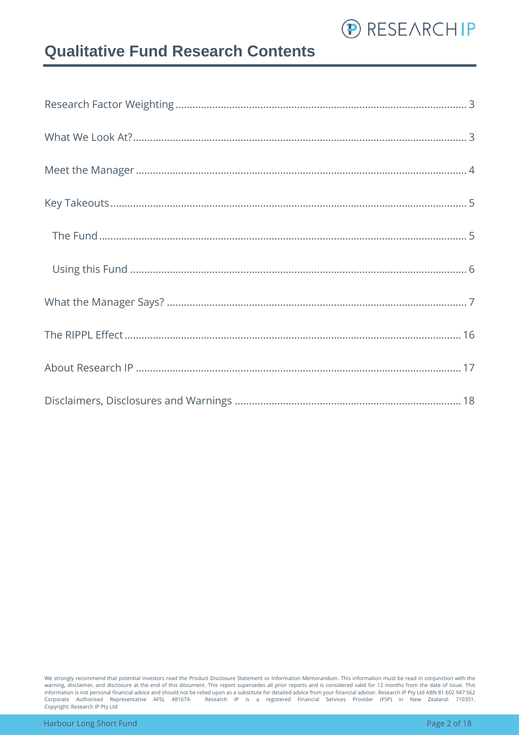# Qualitative Fund Research Contents

Research Factor Weighting ........ 3

What We Look At? ........ 3

Meet the Manager ........ 4

Key Takeouts ........ 5

- The Fund ........ 5
- Using this Fund ........ 6

What the Manager Says? ........ 7

The RIPPL Effect ........ 16

About Research IP ........ 17

Disclaimers, Disclosures and Warnings ........ 18

We strongly recommend that potential investors read the Product Disclosure Statement or Information Memorandum. This information must be read in conjunction with the warning, disclaimer, and disclosure at the end of this document. This report supersedes all prior reports and is considered valid for 12 months from the date of issue. This information is not personal financial advice and should not be relied upon as a substitute for detailed advice from your financial adviser. Research IP Pty Ltd ABN 81 602 947 562 Corporate Authorised Representative AFSL 481674. Research IP is a registered Financial Services Provider (FSP) in New Zealand: 710351. Copyright: Research IP Pty Ltd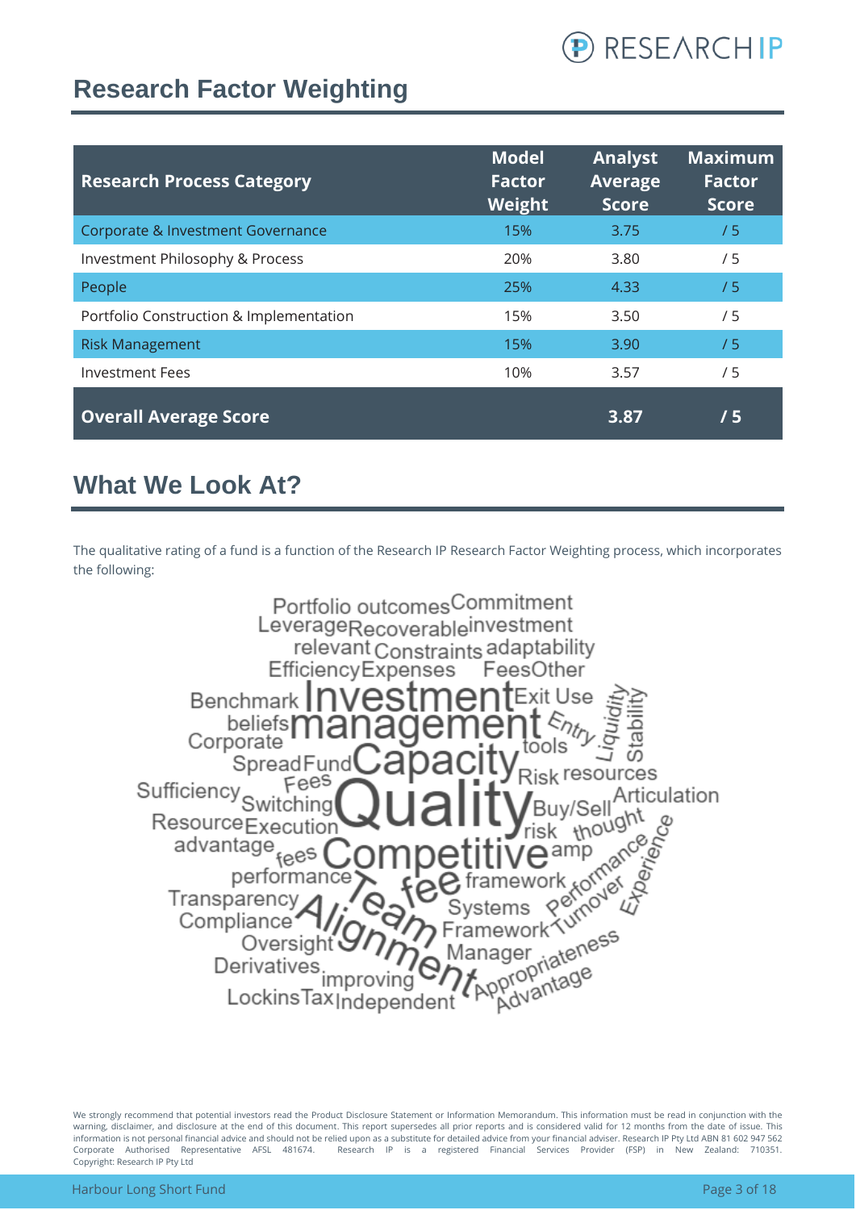## Research Factor Weighting

| Research Process Category | Model Factor Weight | Analyst Average Score | Maximum Factor Score |
|---|---|---|---|
| Corporate & Investment Governance | 15% | 3.75 | / 5 |
| Investment Philosophy & Process | 20% | 3.80 | / 5 |
| People | 25% | 4.33 | / 5 |
| Portfolio Construction & Implementation | 15% | 3.50 | / 5 |
| Risk Management | 15% | 3.90 | / 5 |
| Investment Fees | 10% | 3.57 | / 5 |
| **Overall Average Score** | | **3.87** | **/ 5** |

## What We Look At?

The qualitative rating of a fund is a function of the Research IP Research Factor Weighting process, which incorporates the following:

Portfolio outcomes Commitment Leverage Recoverable investment relevant Constraints adaptability Efficiency Expenses FeesOther Benchmark Investment Exit Use beliefs management Entry Liquidity Stability Corporate tools Spread Fund Capacity Risk resources Sufficiency Fees Switching Quality Buy/Sell Articulation Resource Execution risk thought advantage fees Competitive amp Experience performance fee framework Performance Transparency Team Systems Turnover Compliance Alignment Framework Oversight Manager Appropriateness Derivatives improving Advantage Lockins Tax Independent

We strongly recommend that potential investors read the Product Disclosure Statement or Information Memorandum. This information must be read in conjunction with the warning, disclaimer, and disclosure at the end of this document. This report supersedes all prior reports and is considered valid for 12 months from the date of issue. This information is not personal financial advice and should not be relied upon as a substitute for detailed advice from your financial adviser. Research IP Pty Ltd ABN 81 602 947 562 Corporate Authorised Representative AFSL 481674. Research IP is a registered Financial Services Provider (FSP) in New Zealand: 710351. Copyright: Research IP Pty Ltd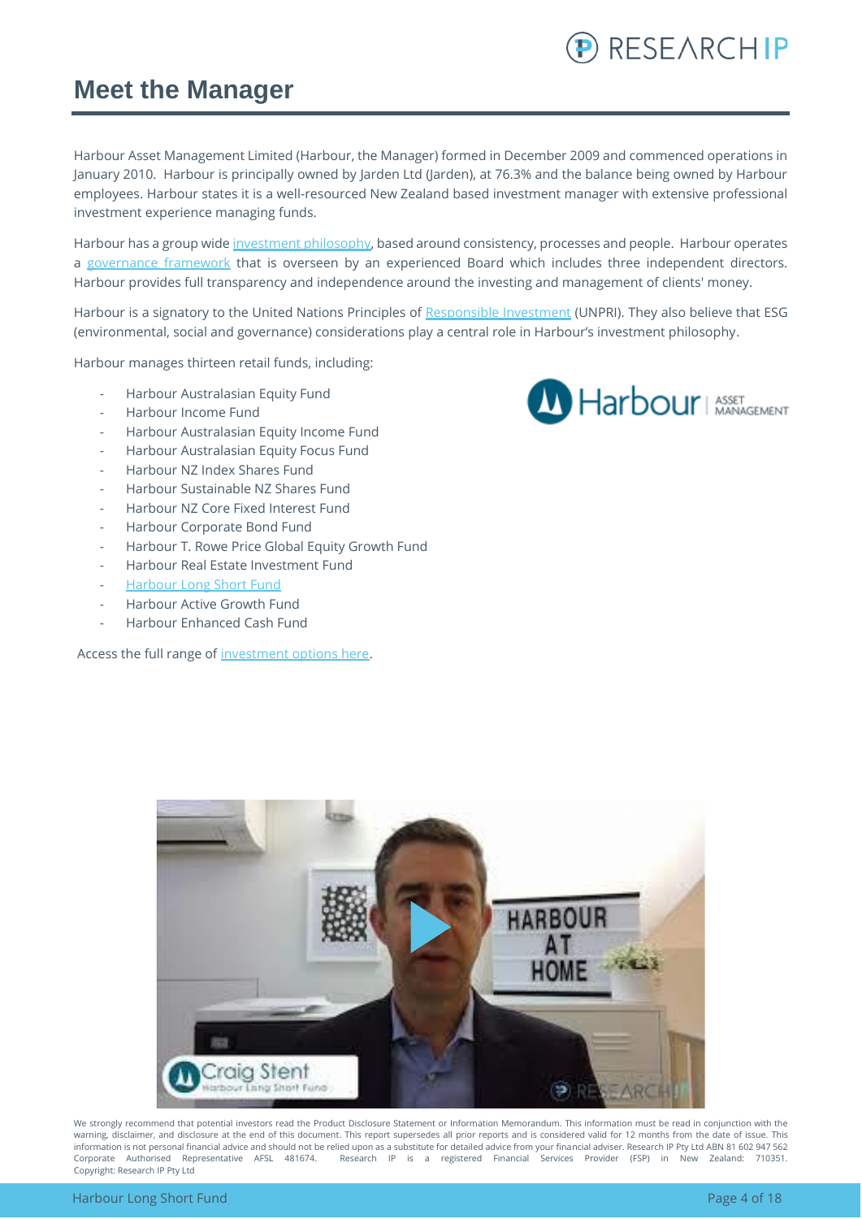# Meet the Manager

Harbour Asset Management Limited (Harbour, the Manager) formed in December 2009 and commenced operations in January 2010. Harbour is principally owned by Jarden Ltd (Jarden), at 76.3% and the balance being owned by Harbour employees. Harbour states it is a well-resourced New Zealand based investment manager with extensive professional investment experience managing funds.

Harbour has a group wide investment philosophy, based around consistency, processes and people. Harbour operates a governance framework that is overseen by an experienced Board which includes three independent directors. Harbour provides full transparency and independence around the investing and management of clients' money.

Harbour is a signatory to the United Nations Principles of Responsible Investment (UNPRI). They also believe that ESG (environmental, social and governance) considerations play a central role in Harbour's investment philosophy.

Harbour manages thirteen retail funds, including:

- Harbour Australasian Equity Fund
- Harbour Income Fund
- Harbour Australasian Equity Income Fund
- Harbour Australasian Equity Focus Fund
- Harbour NZ Index Shares Fund
- Harbour Sustainable NZ Shares Fund
- Harbour NZ Core Fixed Interest Fund
- Harbour Corporate Bond Fund
- Harbour T. Rowe Price Global Equity Growth Fund
- Harbour Real Estate Investment Fund
- Harbour Long Short Fund
- Harbour Active Growth Fund
- Harbour Enhanced Cash Fund

Access the full range of investment options here.

We strongly recommend that potential investors read the Product Disclosure Statement or Information Memorandum. This information must be read in conjunction with the warning, disclaimer, and disclosure at the end of this document. This report supersedes all prior reports and is considered valid for 12 months from the date of issue. This information is not personal financial advice and should not be relied upon as a substitute for detailed advice from your financial adviser. Research IP Pty Ltd ABN 81 602 947 562 Corporate Authorised Representative AFSL 481674. Research IP is a registered Financial Services Provider (FSP) in New Zealand: 710351. Copyright: Research IP Pty Ltd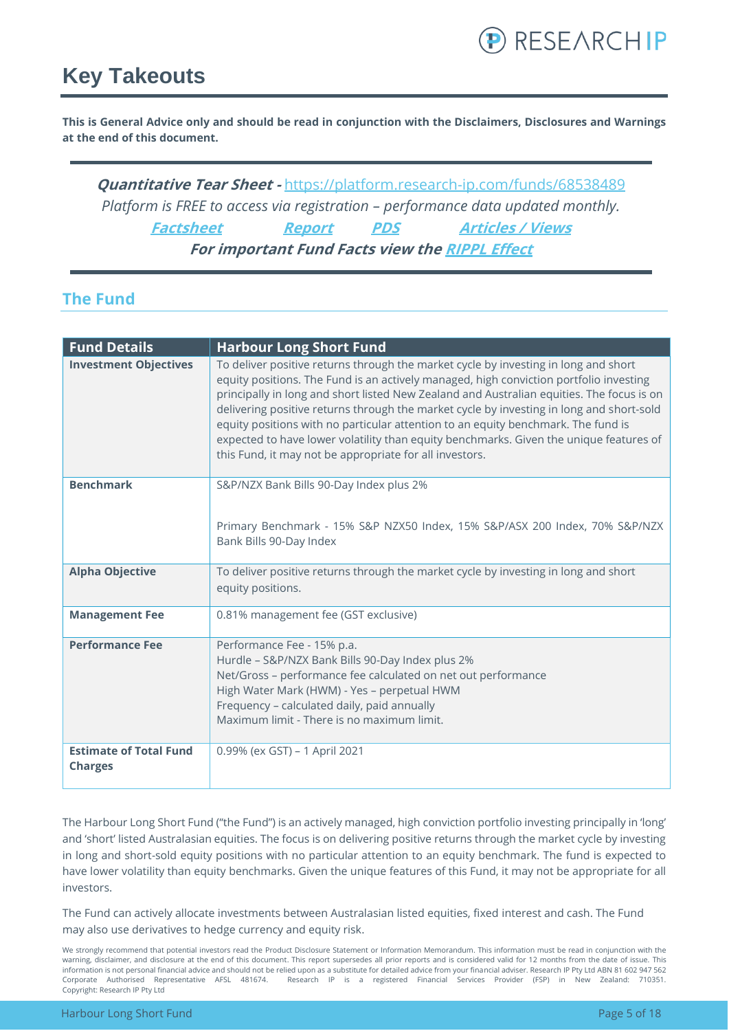# Key Takeouts

**This is General Advice only and should be read in conjunction with the Disclaimers, Disclosures and Warnings at the end of this document.**

***Quantitative Tear Sheet -*** *https://platform.research-ip.com/funds/68538489*

*Platform is FREE to access via registration – performance data updated monthly.*

***Factsheet*** ***Report*** ***PDS*** ***Articles / Views***

***For important Fund Facts view the RIPPL Effect***

## The Fund

| Fund Details | Harbour Long Short Fund |
|---|---|
| **Investment Objectives** | To deliver positive returns through the market cycle by investing in long and short equity positions. The Fund is an actively managed, high conviction portfolio investing principally in long and short listed New Zealand and Australian equities. The focus is on delivering positive returns through the market cycle by investing in long and short-sold equity positions with no particular attention to an equity benchmark. The fund is expected to have lower volatility than equity benchmarks. Given the unique features of this Fund, it may not be appropriate for all investors. |
| **Benchmark** | S&P/NZX Bank Bills 90-Day Index plus 2%<br><br>Primary Benchmark - 15% S&P NZX50 Index, 15% S&P/ASX 200 Index, 70% S&P/NZX Bank Bills 90-Day Index |
| **Alpha Objective** | To deliver positive returns through the market cycle by investing in long and short equity positions. |
| **Management Fee** | 0.81% management fee (GST exclusive) |
| **Performance Fee** | Performance Fee - 15% p.a.<br>Hurdle – S&P/NZX Bank Bills 90-Day Index plus 2%<br>Net/Gross – performance fee calculated on net out performance<br>High Water Mark (HWM) - Yes – perpetual HWM<br>Frequency – calculated daily, paid annually<br>Maximum limit - There is no maximum limit. |
| **Estimate of Total Fund Charges** | 0.99% (ex GST) – 1 April 2021 |

The Harbour Long Short Fund ("the Fund") is an actively managed, high conviction portfolio investing principally in 'long' and 'short' listed Australasian equities. The focus is on delivering positive returns through the market cycle by investing in long and short-sold equity positions with no particular attention to an equity benchmark. The fund is expected to have lower volatility than equity benchmarks. Given the unique features of this Fund, it may not be appropriate for all investors.

The Fund can actively allocate investments between Australasian listed equities, fixed interest and cash. The Fund may also use derivatives to hedge currency and equity risk.

We strongly recommend that potential investors read the Product Disclosure Statement or Information Memorandum. This information must be read in conjunction with the warning, disclaimer, and disclosure at the end of this document. This report supersedes all prior reports and is considered valid for 12 months from the date of issue. This information is not personal financial advice and should not be relied upon as a substitute for detailed advice from your financial adviser. Research IP Pty Ltd ABN 81 602 947 562 Corporate Authorised Representative AFSL 481674. Research IP is a registered Financial Services Provider (FSP) in New Zealand: 710351. Copyright: Research IP Pty Ltd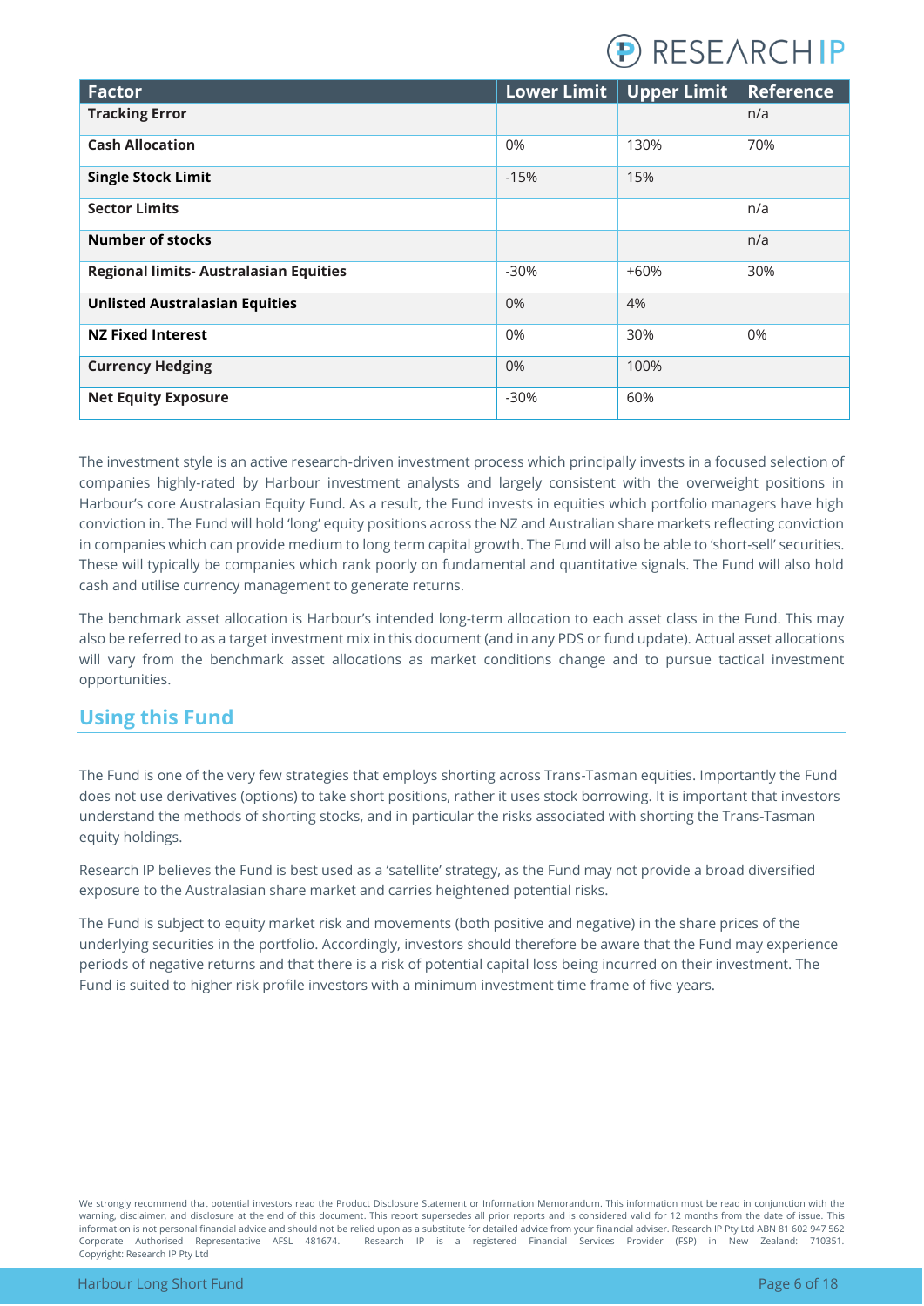| Factor | Lower Limit | Upper Limit | Reference |
|---|---|---|---|
| **Tracking Error** | | | n/a |
| **Cash Allocation** | 0% | 130% | 70% |
| **Single Stock Limit** | -15% | 15% | |
| **Sector Limits** | | | n/a |
| **Number of stocks** | | | n/a |
| **Regional limits- Australasian Equities** | -30% | +60% | 30% |
| **Unlisted Australasian Equities** | 0% | 4% | |
| **NZ Fixed Interest** | 0% | 30% | 0% |
| **Currency Hedging** | 0% | 100% | |
| **Net Equity Exposure** | -30% | 60% | |

The investment style is an active research-driven investment process which principally invests in a focused selection of companies highly-rated by Harbour investment analysts and largely consistent with the overweight positions in Harbour's core Australasian Equity Fund. As a result, the Fund invests in equities which portfolio managers have high conviction in. The Fund will hold 'long' equity positions across the NZ and Australian share markets reflecting conviction in companies which can provide medium to long term capital growth. The Fund will also be able to 'short-sell' securities. These will typically be companies which rank poorly on fundamental and quantitative signals. The Fund will also hold cash and utilise currency management to generate returns.

The benchmark asset allocation is Harbour's intended long-term allocation to each asset class in the Fund. This may also be referred to as a target investment mix in this document (and in any PDS or fund update). Actual asset allocations will vary from the benchmark asset allocations as market conditions change and to pursue tactical investment opportunities.

## Using this Fund

The Fund is one of the very few strategies that employs shorting across Trans-Tasman equities. Importantly the Fund does not use derivatives (options) to take short positions, rather it uses stock borrowing. It is important that investors understand the methods of shorting stocks, and in particular the risks associated with shorting the Trans-Tasman equity holdings.

Research IP believes the Fund is best used as a 'satellite' strategy, as the Fund may not provide a broad diversified exposure to the Australasian share market and carries heightened potential risks.

The Fund is subject to equity market risk and movements (both positive and negative) in the share prices of the underlying securities in the portfolio. Accordingly, investors should therefore be aware that the Fund may experience periods of negative returns and that there is a risk of potential capital loss being incurred on their investment. The Fund is suited to higher risk profile investors with a minimum investment time frame of five years.

We strongly recommend that potential investors read the Product Disclosure Statement or Information Memorandum. This information must be read in conjunction with the warning, disclaimer, and disclosure at the end of this document. This report supersedes all prior reports and is considered valid for 12 months from the date of issue. This information is not personal financial advice and should not be relied upon as a substitute for detailed advice from your financial adviser. Research IP Pty Ltd ABN 81 602 947 562 Corporate Authorised Representative AFSL 481674. Research IP is a registered Financial Services Provider (FSP) in New Zealand: 710351. Copyright: Research IP Pty Ltd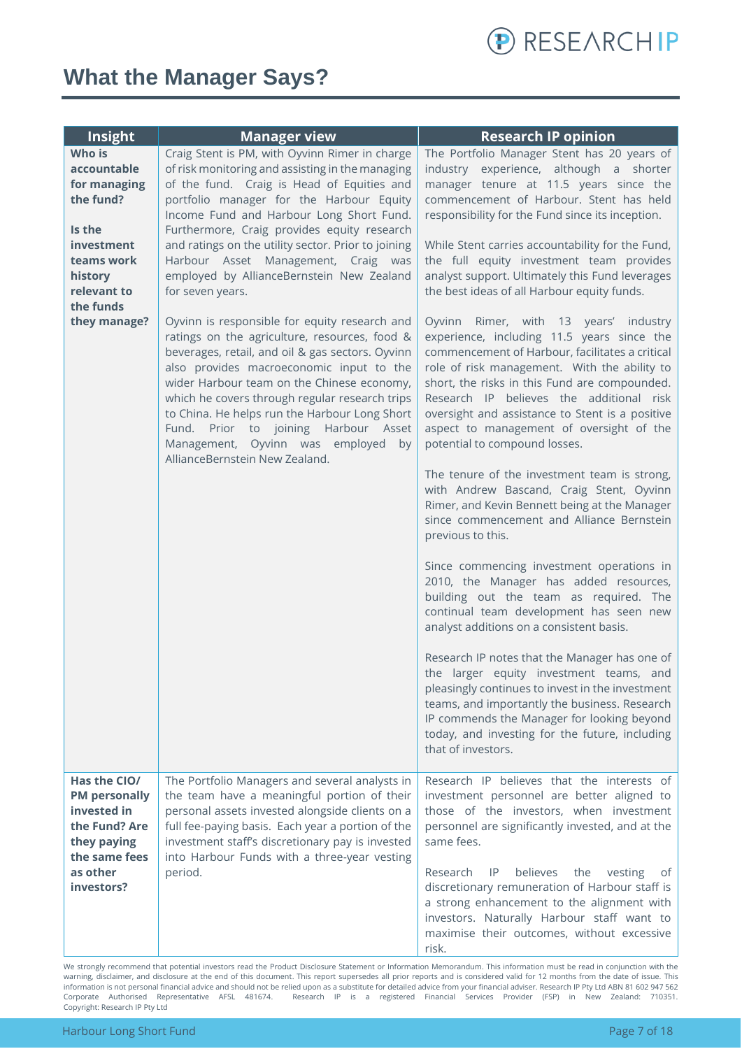# What the Manager Says?

| Insight | Manager view | Research IP opinion |
|---|---|---|
| **Who is accountable for managing the fund?**<br><br>**Is the investment teams work history relevant to the funds they manage?** | Craig Stent is PM, with Oyvinn Rimer in charge of risk monitoring and assisting in the managing of the fund. Craig is Head of Equities and portfolio manager for the Harbour Equity Income Fund and Harbour Long Short Fund. Furthermore, Craig provides equity research and ratings on the utility sector. Prior to joining Harbour Asset Management, Craig was employed by AllianceBernstein New Zealand for seven years.<br><br>Oyvinn is responsible for equity research and ratings on the agriculture, resources, food & beverages, retail, and oil & gas sectors. Oyvinn also provides macroeconomic input to the wider Harbour team on the Chinese economy, which he covers through regular research trips to China. He helps run the Harbour Long Short Fund. Prior to joining Harbour Asset Management, Oyvinn was employed by AllianceBernstein New Zealand. | The Portfolio Manager Stent has 20 years of industry experience, although a shorter manager tenure at 11.5 years since the commencement of Harbour. Stent has held responsibility for the Fund since its inception.<br><br>While Stent carries accountability for the Fund, the full equity investment team provides analyst support. Ultimately this Fund leverages the best ideas of all Harbour equity funds.<br><br>Oyvinn Rimer, with 13 years' industry experience, including 11.5 years since the commencement of Harbour, facilitates a critical role of risk management. With the ability to short, the risks in this Fund are compounded. Research IP believes the additional risk oversight and assistance to Stent is a positive aspect to management of oversight of the potential to compound losses.<br><br>The tenure of the investment team is strong, with Andrew Bascand, Craig Stent, Oyvinn Rimer, and Kevin Bennett being at the Manager since commencement and Alliance Bernstein previous to this.<br><br>Since commencing investment operations in 2010, the Manager has added resources, building out the team as required. The continual team development has seen new analyst additions on a consistent basis.<br><br>Research IP notes that the Manager has one of the larger equity investment teams, and pleasingly continues to invest in the investment teams, and importantly the business. Research IP commends the Manager for looking beyond today, and investing for the future, including that of investors. |
| **Has the CIO/ PM personally invested in the Fund? Are they paying the same fees as other investors?** | The Portfolio Managers and several analysts in the team have a meaningful portion of their personal assets invested alongside clients on a full fee-paying basis. Each year a portion of the investment staff's discretionary pay is invested into Harbour Funds with a three-year vesting period. | Research IP believes that the interests of investment personnel are better aligned to those of the investors, when investment personnel are significantly invested, and at the same fees.<br><br>Research IP believes the vesting of discretionary remuneration of Harbour staff is a strong enhancement to the alignment with investors. Naturally Harbour staff want to maximise their outcomes, without excessive risk. |

We strongly recommend that potential investors read the Product Disclosure Statement or Information Memorandum. This information must be read in conjunction with the warning, disclaimer, and disclosure at the end of this document. This report supersedes all prior reports and is considered valid for 12 months from the date of issue. This information is not personal financial advice and should not be relied upon as a substitute for detailed advice from your financial adviser. Research IP Pty Ltd ABN 81 602 947 562 Corporate Authorised Representative AFSL 481674. Research IP is a registered Financial Services Provider (FSP) in New Zealand: 710351. Copyright: Research IP Pty Ltd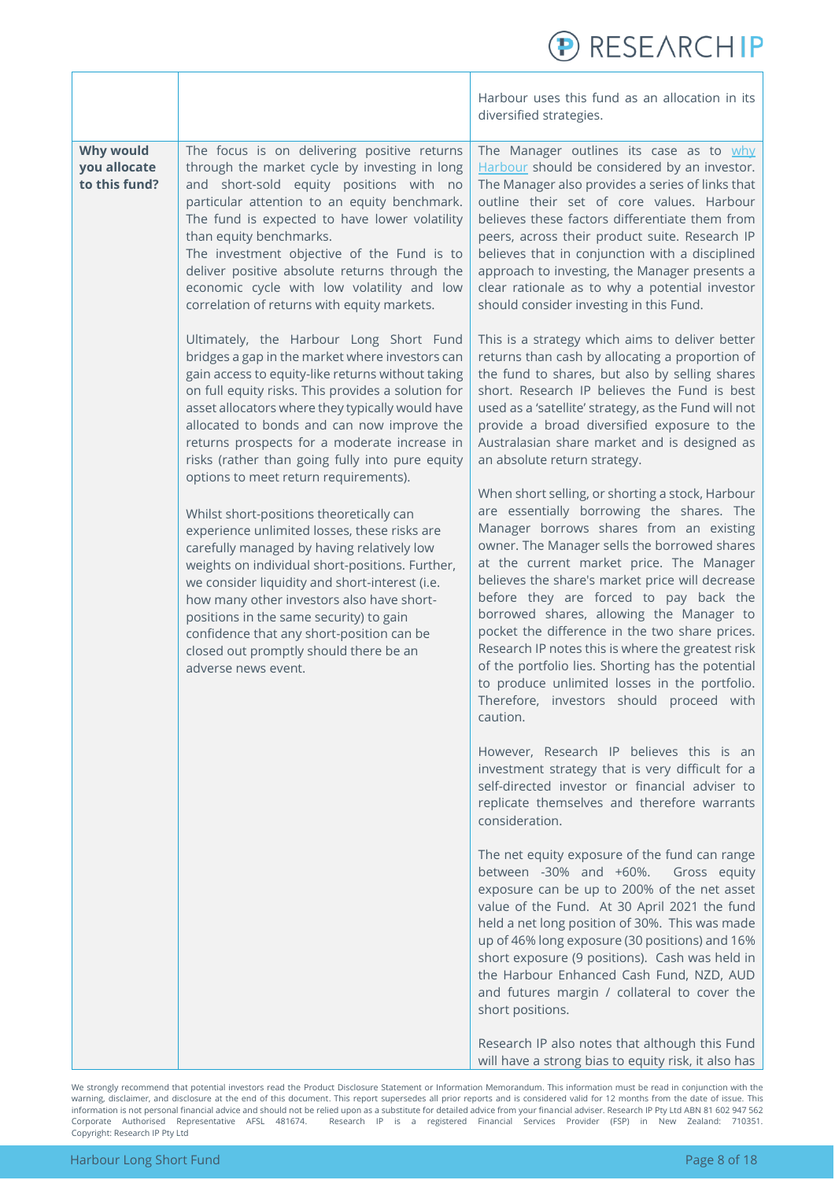| | | |
|---|---|---|
| | | Harbour uses this fund as an allocation in its diversified strategies. |
| **Why would you allocate to this fund?** | The focus is on delivering positive returns through the market cycle by investing in long and short-sold equity positions with no particular attention to an equity benchmark. The fund is expected to have lower volatility than equity benchmarks.<br>The investment objective of the Fund is to deliver positive absolute returns through the economic cycle with low volatility and low correlation of returns with equity markets.<br><br>Ultimately, the Harbour Long Short Fund bridges a gap in the market where investors can gain access to equity-like returns without taking on full equity risks. This provides a solution for asset allocators where they typically would have allocated to bonds and can now improve the returns prospects for a moderate increase in risks (rather than going fully into pure equity options to meet return requirements).<br><br>Whilst short-positions theoretically can experience unlimited losses, these risks are carefully managed by having relatively low weights on individual short-positions. Further, we consider liquidity and short-interest (i.e. how many other investors also have short-positions in the same security) to gain confidence that any short-position can be closed out promptly should there be an adverse news event. | The Manager outlines its case as to [why Harbour](why Harbour) should be considered by an investor. The Manager also provides a series of links that outline their set of core values. Harbour believes these factors differentiate them from peers, across their product suite. Research IP believes that in conjunction with a disciplined approach to investing, the Manager presents a clear rationale as to why a potential investor should consider investing in this Fund.<br><br>This is a strategy which aims to deliver better returns than cash by allocating a proportion of the fund to shares, but also by selling shares short. Research IP believes the Fund is best used as a 'satellite' strategy, as the Fund will not provide a broad diversified exposure to the Australasian share market and is designed as an absolute return strategy.<br><br>When short selling, or shorting a stock, Harbour are essentially borrowing the shares. The Manager borrows shares from an existing owner. The Manager sells the borrowed shares at the current market price. The Manager believes the share's market price will decrease before they are forced to pay back the borrowed shares, allowing the Manager to pocket the difference in the two share prices. Research IP notes this is where the greatest risk of the portfolio lies. Shorting has the potential to produce unlimited losses in the portfolio. Therefore, investors should proceed with caution.<br><br>However, Research IP believes this is an investment strategy that is very difficult for a self-directed investor or financial adviser to replicate themselves and therefore warrants consideration.<br><br>The net equity exposure of the fund can range between -30% and +60%. Gross equity exposure can be up to 200% of the net asset value of the Fund. At 30 April 2021 the fund held a net long position of 30%. This was made up of 46% long exposure (30 positions) and 16% short exposure (9 positions). Cash was held in the Harbour Enhanced Cash Fund, NZD, AUD and futures margin / collateral to cover the short positions.<br><br>Research IP also notes that although this Fund will have a strong bias to equity risk, it also has |

We strongly recommend that potential investors read the Product Disclosure Statement or Information Memorandum. This information must be read in conjunction with the warning, disclaimer, and disclosure at the end of this document. This report supersedes all prior reports and is considered valid for 12 months from the date of issue. This information is not personal financial advice and should not be relied upon as a substitute for detailed advice from your financial adviser. Research IP Pty Ltd ABN 81 602 947 562 Corporate Authorised Representative AFSL 481674. Research IP is a registered Financial Services Provider (FSP) in New Zealand: 710351. Copyright: Research IP Pty Ltd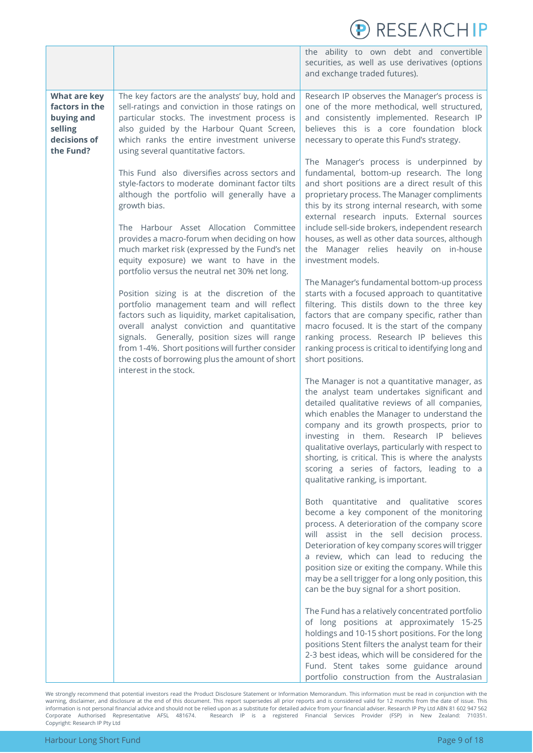| | | |
|---|---|---|
| | | the ability to own debt and convertible securities, as well as use derivatives (options and exchange traded futures). |
| **What are key factors in the buying and selling decisions of the Fund?** | The key factors are the analysts' buy, hold and sell-ratings and conviction in those ratings on particular stocks. The investment process is also guided by the Harbour Quant Screen, which ranks the entire investment universe using several quantitative factors.<br><br>This Fund also diversifies across sectors and style-factors to moderate dominant factor tilts although the portfolio will generally have a growth bias.<br><br>The Harbour Asset Allocation Committee provides a macro-forum when deciding on how much market risk (expressed by the Fund's net equity exposure) we want to have in the portfolio versus the neutral net 30% net long.<br><br>Position sizing is at the discretion of the portfolio management team and will reflect factors such as liquidity, market capitalisation, overall analyst conviction and quantitative signals. Generally, position sizes will range from 1-4%. Short positions will further consider the costs of borrowing plus the amount of short interest in the stock. | Research IP observes the Manager's process is one of the more methodical, well structured, and consistently implemented. Research IP believes this is a core foundation block necessary to operate this Fund's strategy.<br><br>The Manager's process is underpinned by fundamental, bottom-up research. The long and short positions are a direct result of this proprietary process. The Manager compliments this by its strong internal research, with some external research inputs. External sources include sell-side brokers, independent research houses, as well as other data sources, although the Manager relies heavily on in-house investment models.<br><br>The Manager's fundamental bottom-up process starts with a focused approach to quantitative filtering. This distils down to the three key factors that are company specific, rather than macro focused. It is the start of the company ranking process. Research IP believes this ranking process is critical to identifying long and short positions.<br><br>The Manager is not a quantitative manager, as the analyst team undertakes significant and detailed qualitative reviews of all companies, which enables the Manager to understand the company and its growth prospects, prior to investing in them. Research IP believes qualitative overlays, particularly with respect to shorting, is critical. This is where the analysts scoring a series of factors, leading to a qualitative ranking, is important.<br><br>Both quantitative and qualitative scores become a key component of the monitoring process. A deterioration of the company score will assist in the sell decision process. Deterioration of key company scores will trigger a review, which can lead to reducing the position size or exiting the company. While this may be a sell trigger for a long only position, this can be the buy signal for a short position.<br><br>The Fund has a relatively concentrated portfolio of long positions at approximately 15-25 holdings and 10-15 short positions. For the long positions Stent filters the analyst team for their 2-3 best ideas, which will be considered for the Fund. Stent takes some guidance around portfolio construction from the Australasian |

We strongly recommend that potential investors read the Product Disclosure Statement or Information Memorandum. This information must be read in conjunction with the warning, disclaimer, and disclosure at the end of this document. This report supersedes all prior reports and is considered valid for 12 months from the date of issue. This information is not personal financial advice and should not be relied upon as a substitute for detailed advice from your financial adviser. Research IP Pty Ltd ABN 81 602 947 562 Corporate Authorised Representative AFSL 481674. Research IP is a registered Financial Services Provider (FSP) in New Zealand: 710351. Copyright: Research IP Pty Ltd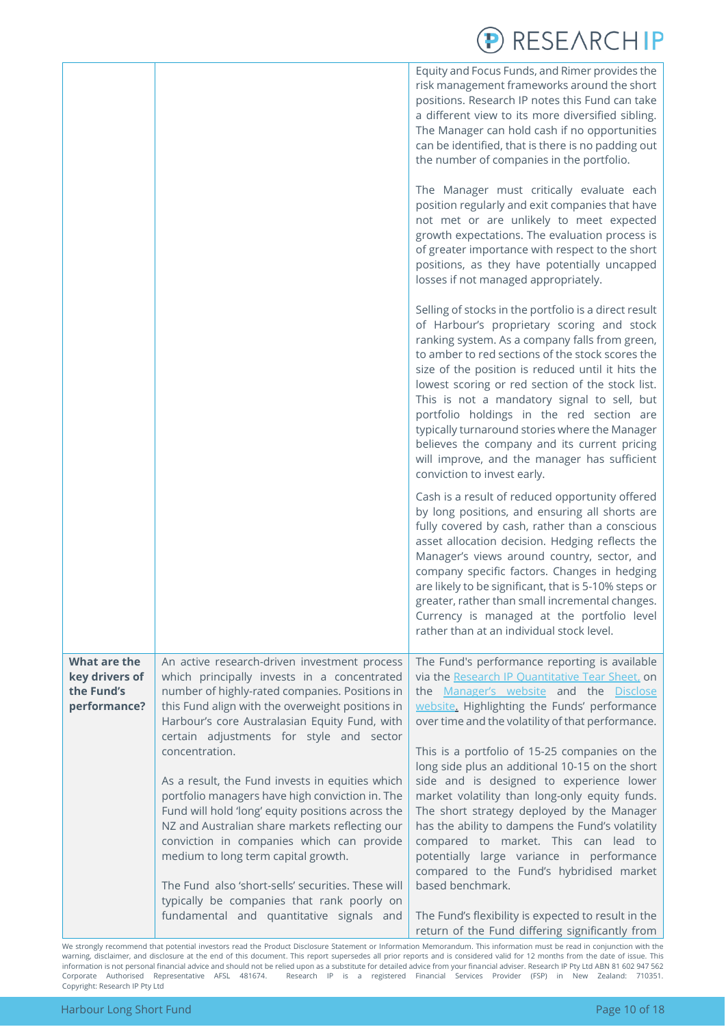| | | |
|---|---|---|
| | | Equity and Focus Funds, and Rimer provides the risk management frameworks around the short positions. Research IP notes this Fund can take a different view to its more diversified sibling. The Manager can hold cash if no opportunities can be identified, that is there is no padding out the number of companies in the portfolio.<br><br>The Manager must critically evaluate each position regularly and exit companies that have not met or are unlikely to meet expected growth expectations. The evaluation process is of greater importance with respect to the short positions, as they have potentially uncapped losses if not managed appropriately.<br><br>Selling of stocks in the portfolio is a direct result of Harbour's proprietary scoring and stock ranking system. As a company falls from green, to amber to red sections of the stock scores the size of the position is reduced until it hits the lowest scoring or red section of the stock list. This is not a mandatory signal to sell, but portfolio holdings in the red section are typically turnaround stories where the Manager believes the company and its current pricing will improve, and the manager has sufficient conviction to invest early.<br><br>Cash is a result of reduced opportunity offered by long positions, and ensuring all shorts are fully covered by cash, rather than a conscious asset allocation decision. Hedging reflects the Manager's views around country, sector, and company specific factors. Changes in hedging are likely to be significant, that is 5-10% steps or greater, rather than small incremental changes. Currency is managed at the portfolio level rather than at an individual stock level. |
| **What are the key drivers of the Fund's performance?** | An active research-driven investment process which principally invests in a concentrated number of highly-rated companies. Positions in this Fund align with the overweight positions in Harbour's core Australasian Equity Fund, with certain adjustments for style and sector concentration.<br><br>As a result, the Fund invests in equities which portfolio managers have high conviction in. The Fund will hold 'long' equity positions across the NZ and Australian share markets reflecting our conviction in companies which can provide medium to long term capital growth.<br><br>The Fund also 'short-sells' securities. These will typically be companies that rank poorly on fundamental and quantitative signals and | The Fund's performance reporting is available via the Research IP Quantitative Tear Sheet, on the Manager's website and the Disclose website. Highlighting the Funds' performance over time and the volatility of that performance.<br><br>This is a portfolio of 15-25 companies on the long side plus an additional 10-15 on the short side and is designed to experience lower market volatility than long-only equity funds. The short strategy deployed by the Manager has the ability to dampens the Fund's volatility compared to market. This can lead to potentially large variance in performance compared to the Fund's hybridised market based benchmark.<br><br>The Fund's flexibility is expected to result in the return of the Fund differing significantly from |

We strongly recommend that potential investors read the Product Disclosure Statement or Information Memorandum. This information must be read in conjunction with the warning, disclaimer, and disclosure at the end of this document. This report supersedes all prior reports and is considered valid for 12 months from the date of issue. This information is not personal financial advice and should not be relied upon as a substitute for detailed advice from your financial adviser. Research IP Pty Ltd ABN 81 602 947 562 Corporate Authorised Representative AFSL 481674. Research IP is a registered Financial Services Provider (FSP) in New Zealand: 710351. Copyright: Research IP Pty Ltd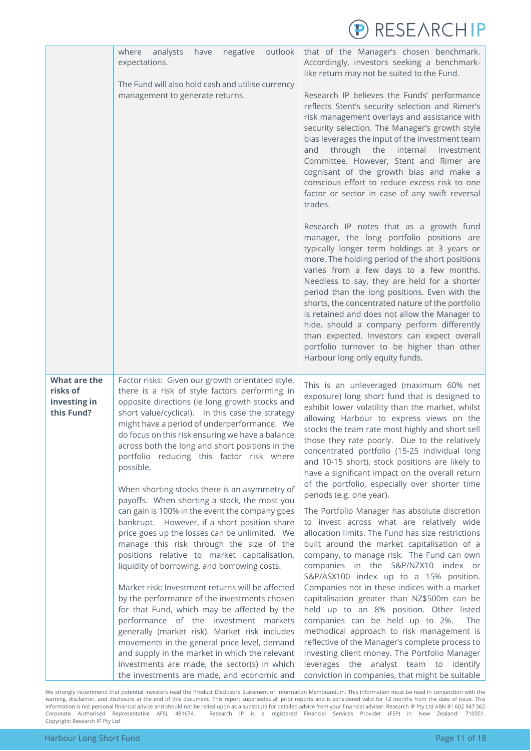| | | |
|---|---|---|
| | where analysts have negative outlook expectations.<br><br>The Fund will also hold cash and utilise currency management to generate returns. | that of the Manager's chosen benchmark. Accordingly, investors seeking a benchmark-like return may not be suited to the Fund.<br><br>Research IP believes the Funds' performance reflects Stent's security selection and Rimer's risk management overlays and assistance with security selection. The Manager's growth style bias leverages the input of the investment team and through the internal Investment Committee. However, Stent and Rimer are cognisant of the growth bias and make a conscious effort to reduce excess risk to one factor or sector in case of any swift reversal trades.<br><br>Research IP notes that as a growth fund manager, the long portfolio positions are typically longer term holdings at 3 years or more. The holding period of the short positions varies from a few days to a few months. Needless to say, they are held for a shorter period than the long positions. Even with the shorts, the concentrated nature of the portfolio is retained and does not allow the Manager to hide, should a company perform differently than expected. Investors can expect overall portfolio turnover to be higher than other Harbour long only equity funds. |
| **What are the risks of investing in this Fund?** | Factor risks: Given our growth orientated style, there is a risk of style factors performing in opposite directions (ie long growth stocks and short value/cyclical). In this case the strategy might have a period of underperformance. We do focus on this risk ensuring we have a balance across both the long and short positions in the portfolio reducing this factor risk where possible.<br><br>When shorting stocks there is an asymmetry of payoffs. When shorting a stock, the most you can gain is 100% in the event the company goes bankrupt. However, if a short position share price goes up the losses can be unlimited. We manage this risk through the size of the positions relative to market capitalisation, liquidity of borrowing, and borrowing costs.<br><br>Market risk: Investment returns will be affected by the performance of the investments chosen for that Fund, which may be affected by the performance of the investment markets generally (market risk). Market risk includes movements in the general price level, demand and supply in the market in which the relevant investments are made, the sector(s) in which the investments are made, and economic and | This is an unleveraged (maximum 60% net exposure) long short fund that is designed to exhibit lower volatility than the market, whilst allowing Harbour to express views on the stocks the team rate most highly and short sell those they rate poorly. Due to the relatively concentrated portfolio (15-25 individual long and 10-15 short), stock positions are likely to have a significant impact on the overall return of the portfolio, especially over shorter time periods (e.g. one year).<br><br>The Portfolio Manager has absolute discretion to invest across what are relatively wide allocation limits. The Fund has size restrictions built around the market capitalisation of a company, to manage risk. The Fund can own companies in the S&P/NZX10 index or S&P/ASX100 index up to a 15% position. Companies not in these indices with a market capitalisation greater than NZ$500m can be held up to an 8% position. Other listed companies can be held up to 2%. The methodical approach to risk management is reflective of the Manager's complete process to investing client money. The Portfolio Manager leverages the analyst team to identify conviction in companies, that might be suitable |

We strongly recommend that potential investors read the Product Disclosure Statement or Information Memorandum. This information must be read in conjunction with the warning, disclaimer, and disclosure at the end of this document. This report supersedes all prior reports and is considered valid for 12 months from the date of issue. This information is not personal financial advice and should not be relied upon as a substitute for detailed advice from your financial adviser. Research IP Pty Ltd ABN 81 602 947 562 Corporate Authorised Representative AFSL 481674. Research IP is a registered Financial Services Provider (FSP) in New Zealand: 710351. Copyright: Research IP Pty Ltd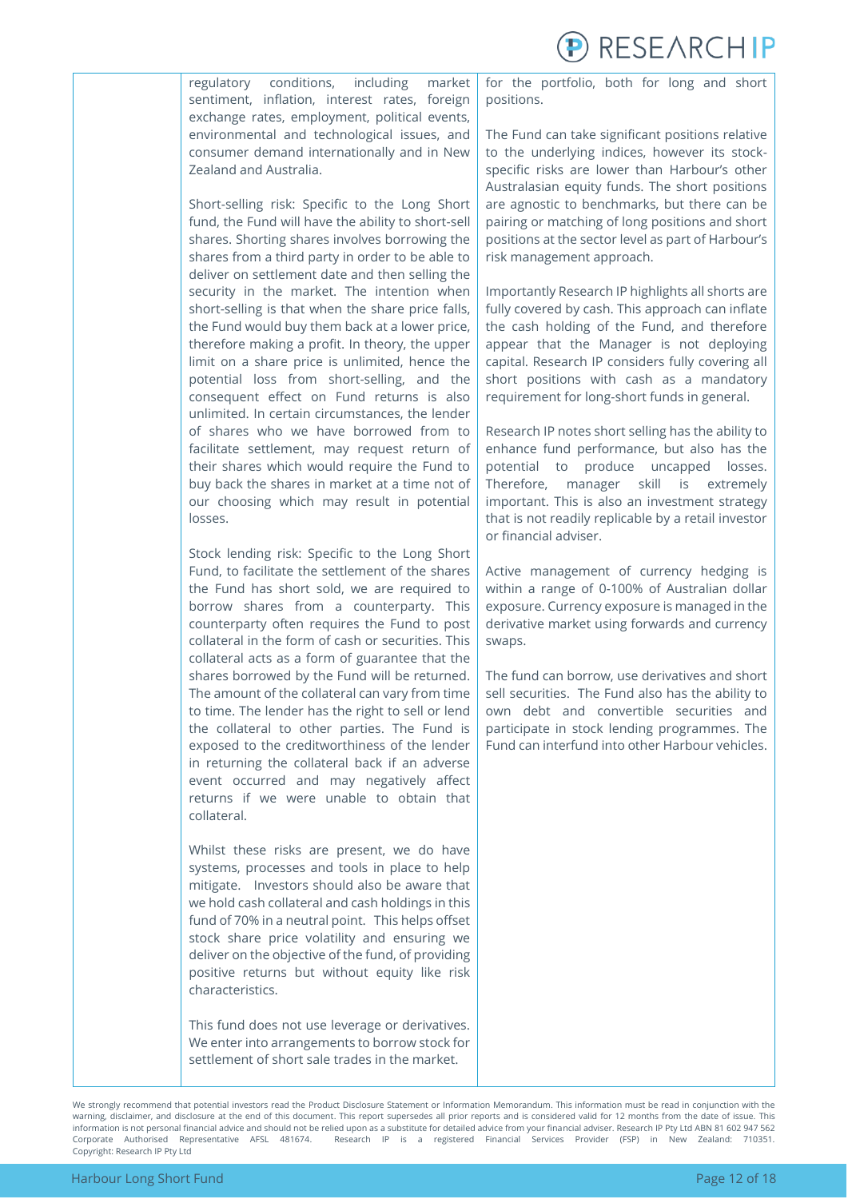regulatory conditions, including market sentiment, inflation, interest rates, foreign exchange rates, employment, political events, environmental and technological issues, and consumer demand internationally and in New Zealand and Australia.

Short-selling risk: Specific to the Long Short fund, the Fund will have the ability to short-sell shares. Shorting shares involves borrowing the shares from a third party in order to be able to deliver on settlement date and then selling the security in the market. The intention when short-selling is that when the share price falls, the Fund would buy them back at a lower price, therefore making a profit. In theory, the upper limit on a share price is unlimited, hence the potential loss from short-selling, and the consequent effect on Fund returns is also unlimited. In certain circumstances, the lender of shares who we have borrowed from to facilitate settlement, may request return of their shares which would require the Fund to buy back the shares in market at a time not of our choosing which may result in potential losses.

Stock lending risk: Specific to the Long Short Fund, to facilitate the settlement of the shares the Fund has short sold, we are required to borrow shares from a counterparty. This counterparty often requires the Fund to post collateral in the form of cash or securities. This collateral acts as a form of guarantee that the shares borrowed by the Fund will be returned. The amount of the collateral can vary from time to time. The lender has the right to sell or lend the collateral to other parties. The Fund is exposed to the creditworthiness of the lender in returning the collateral back if an adverse event occurred and may negatively affect returns if we were unable to obtain that collateral.

Whilst these risks are present, we do have systems, processes and tools in place to help mitigate. Investors should also be aware that we hold cash collateral and cash holdings in this fund of 70% in a neutral point. This helps offset stock share price volatility and ensuring we deliver on the objective of the fund, of providing positive returns but without equity like risk characteristics.

This fund does not use leverage or derivatives. We enter into arrangements to borrow stock for settlement of short sale trades in the market.

for the portfolio, both for long and short positions.

The Fund can take significant positions relative to the underlying indices, however its stock-specific risks are lower than Harbour's other Australasian equity funds. The short positions are agnostic to benchmarks, but there can be pairing or matching of long positions and short positions at the sector level as part of Harbour's risk management approach.

Importantly Research IP highlights all shorts are fully covered by cash. This approach can inflate the cash holding of the Fund, and therefore appear that the Manager is not deploying capital. Research IP considers fully covering all short positions with cash as a mandatory requirement for long-short funds in general.

Research IP notes short selling has the ability to enhance fund performance, but also has the potential to produce uncapped losses. Therefore, manager skill is extremely important. This is also an investment strategy that is not readily replicable by a retail investor or financial adviser.

Active management of currency hedging is within a range of 0-100% of Australian dollar exposure. Currency exposure is managed in the derivative market using forwards and currency swaps.

The fund can borrow, use derivatives and short sell securities. The Fund also has the ability to own debt and convertible securities and participate in stock lending programmes. The Fund can interfund into other Harbour vehicles.

We strongly recommend that potential investors read the Product Disclosure Statement or Information Memorandum. This information must be read in conjunction with the warning, disclaimer, and disclosure at the end of this document. This report supersedes all prior reports and is considered valid for 12 months from the date of issue. This information is not personal financial advice and should not be relied upon as a substitute for detailed advice from your financial adviser. Research IP Pty Ltd ABN 81 602 947 562 Corporate Authorised Representative AFSL 481674. Research IP is a registered Financial Services Provider (FSP) in New Zealand: 710351. Copyright: Research IP Pty Ltd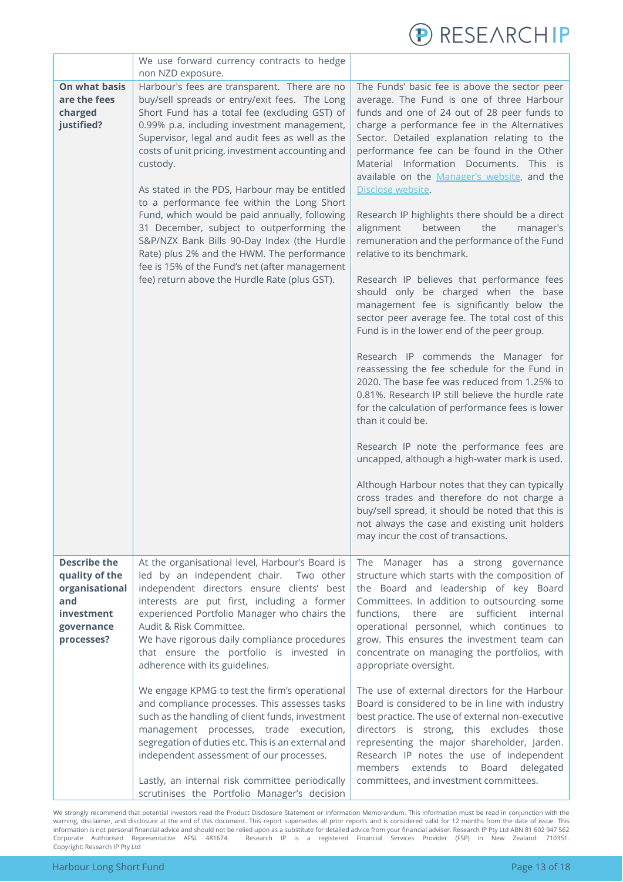| | | |
|---|---|---|
| | We use forward currency contracts to hedge non NZD exposure. | |
| **On what basis are the fees charged justified?** | Harbour's fees are transparent. There are no buy/sell spreads or entry/exit fees. The Long Short Fund has a total fee (excluding GST) of 0.99% p.a. including investment management, Supervisor, legal and audit fees as well as the costs of unit pricing, investment accounting and custody.<br><br>As stated in the PDS, Harbour may be entitled to a performance fee within the Long Short Fund, which would be paid annually, following 31 December, subject to outperforming the S&P/NZX Bank Bills 90-Day Index (the Hurdle Rate) plus 2% and the HWM. The performance fee is 15% of the Fund's net (after management fee) return above the Hurdle Rate (plus GST). | The Funds' basic fee is above the sector peer average. The Fund is one of three Harbour funds and one of 24 out of 28 peer funds to charge a performance fee in the Alternatives Sector. Detailed explanation relating to the performance fee can be found in the Other Material Information Documents. This is available on the Manager's website, and the Disclose website.<br><br>Research IP highlights there should be a direct alignment between the manager's remuneration and the performance of the Fund relative to its benchmark.<br><br>Research IP believes that performance fees should only be charged when the base management fee is significantly below the sector peer average fee. The total cost of this Fund is in the lower end of the peer group.<br><br>Research IP commends the Manager for reassessing the fee schedule for the Fund in 2020. The base fee was reduced from 1.25% to 0.81%. Research IP still believe the hurdle rate for the calculation of performance fees is lower than it could be.<br><br>Research IP note the performance fees are uncapped, although a high-water mark is used.<br><br>Although Harbour notes that they can typically cross trades and therefore do not charge a buy/sell spread, it should be noted that this is not always the case and existing unit holders may incur the cost of transactions. |
| **Describe the quality of the organisational and investment governance processes?** | At the organisational level, Harbour's Board is led by an independent chair. Two other independent directors ensure clients' best interests are put first, including a former experienced Portfolio Manager who chairs the Audit & Risk Committee.<br>We have rigorous daily compliance procedures that ensure the portfolio is invested in adherence with its guidelines.<br><br>We engage KPMG to test the firm's operational and compliance processes. This assesses tasks such as the handling of client funds, investment management processes, trade execution, segregation of duties etc. This is an external and independent assessment of our processes.<br><br>Lastly, an internal risk committee periodically scrutinises the Portfolio Manager's decision | The Manager has a strong governance structure which starts with the composition of the Board and leadership of key Board Committees. In addition to outsourcing some functions, there are sufficient internal operational personnel, which continues to grow. This ensures the investment team can concentrate on managing the portfolios, with appropriate oversight.<br><br>The use of external directors for the Harbour Board is considered to be in line with industry best practice. The use of external non-executive directors is strong, this excludes those representing the major shareholder, Jarden. Research IP notes the use of independent members extends to Board delegated committees, and investment committees. |

We strongly recommend that potential investors read the Product Disclosure Statement or Information Memorandum. This information must be read in conjunction with the warning, disclaimer, and disclosure at the end of this document. This report supersedes all prior reports and is considered valid for 12 months from the date of issue. This information is not personal financial advice and should not be relied upon as a substitute for detailed advice from your financial adviser. Research IP Pty Ltd ABN 81 602 947 562 Corporate Authorised Representative AFSL 481674. Research IP is a registered Financial Services Provider (FSP) in New Zealand: 710351. Copyright: Research IP Pty Ltd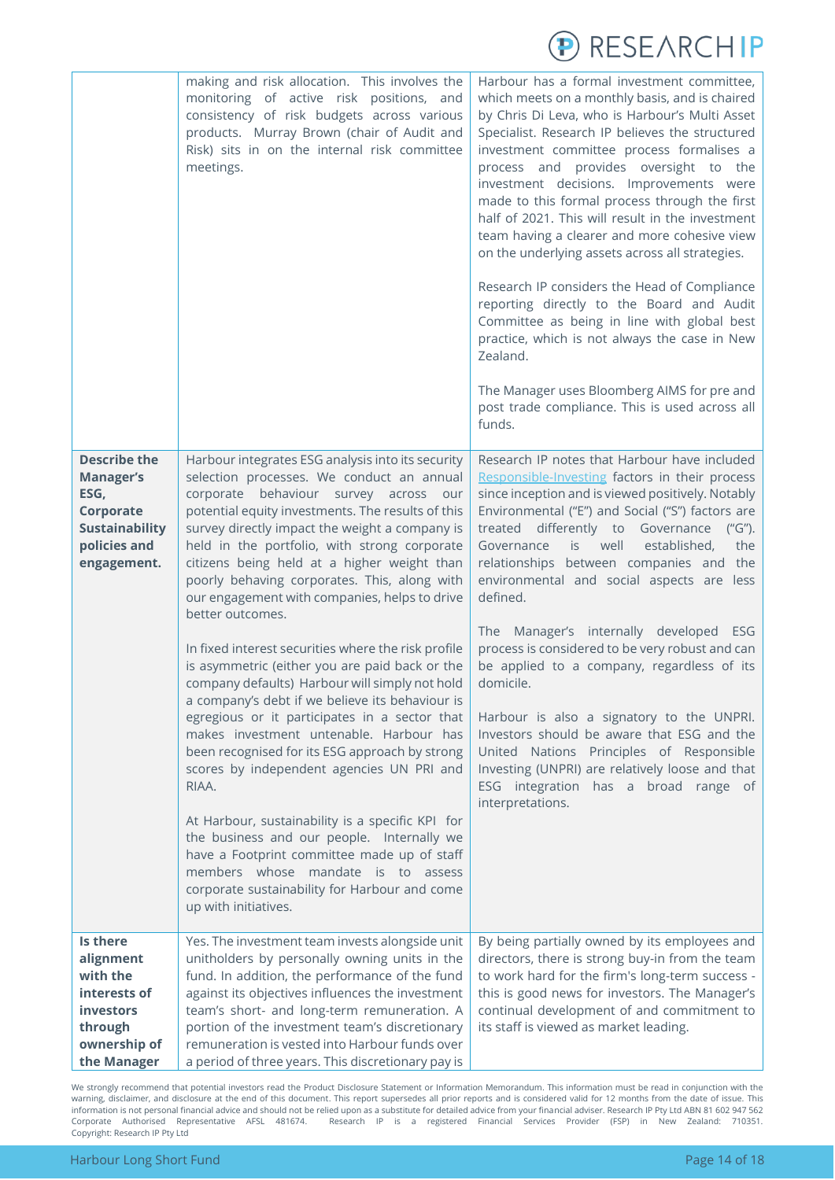| | | |
|---|---|---|
| | making and risk allocation. This involves the monitoring of active risk positions, and consistency of risk budgets across various products. Murray Brown (chair of Audit and Risk) sits in on the internal risk committee meetings. | Harbour has a formal investment committee, which meets on a monthly basis, and is chaired by Chris Di Leva, who is Harbour's Multi Asset Specialist. Research IP believes the structured investment committee process formalises a process and provides oversight to the investment decisions. Improvements were made to this formal process through the first half of 2021. This will result in the investment team having a clearer and more cohesive view on the underlying assets across all strategies.<br><br>Research IP considers the Head of Compliance reporting directly to the Board and Audit Committee as being in line with global best practice, which is not always the case in New Zealand.<br><br>The Manager uses Bloomberg AIMS for pre and post trade compliance. This is used across all funds. |
| **Describe the Manager's ESG, Corporate Sustainability policies and engagement.** | Harbour integrates ESG analysis into its security selection processes. We conduct an annual corporate behaviour survey across our potential equity investments. The results of this survey directly impact the weight a company is held in the portfolio, with strong corporate citizens being held at a higher weight than poorly behaving corporates. This, along with our engagement with companies, helps to drive better outcomes.<br><br>In fixed interest securities where the risk profile is asymmetric (either you are paid back or the company defaults) Harbour will simply not hold a company's debt if we believe its behaviour is egregious or it participates in a sector that makes investment untenable. Harbour has been recognised for its ESG approach by strong scores by independent agencies UN PRI and RIAA.<br><br>At Harbour, sustainability is a specific KPI for the business and our people. Internally we have a Footprint committee made up of staff members whose mandate is to assess corporate sustainability for Harbour and come up with initiatives. | Research IP notes that Harbour have included Responsible-Investing factors in their process since inception and is viewed positively. Notably Environmental ("E") and Social ("S") factors are treated differently to Governance ("G"). Governance is well established, the relationships between companies and the environmental and social aspects are less defined.<br><br>The Manager's internally developed ESG process is considered to be very robust and can be applied to a company, regardless of its domicile.<br><br>Harbour is also a signatory to the UNPRI. Investors should be aware that ESG and the United Nations Principles of Responsible Investing (UNPRI) are relatively loose and that ESG integration has a broad range of interpretations. |
| **Is there alignment with the interests of investors through ownership of the Manager** | Yes. The investment team invests alongside unit unitholders by personally owning units in the fund. In addition, the performance of the fund against its objectives influences the investment team's short- and long-term remuneration. A portion of the investment team's discretionary remuneration is vested into Harbour funds over a period of three years. This discretionary pay is | By being partially owned by its employees and directors, there is strong buy-in from the team to work hard for the firm's long-term success - this is good news for investors. The Manager's continual development of and commitment to its staff is viewed as market leading. |

We strongly recommend that potential investors read the Product Disclosure Statement or Information Memorandum. This information must be read in conjunction with the warning, disclaimer, and disclosure at the end of this document. This report supersedes all prior reports and is considered valid for 12 months from the date of issue. This information is not personal financial advice and should not be relied upon as a substitute for detailed advice from your financial adviser. Research IP Pty Ltd ABN 81 602 947 562 Corporate Authorised Representative AFSL 481674. Research IP is a registered Financial Services Provider (FSP) in New Zealand: 710351. Copyright: Research IP Pty Ltd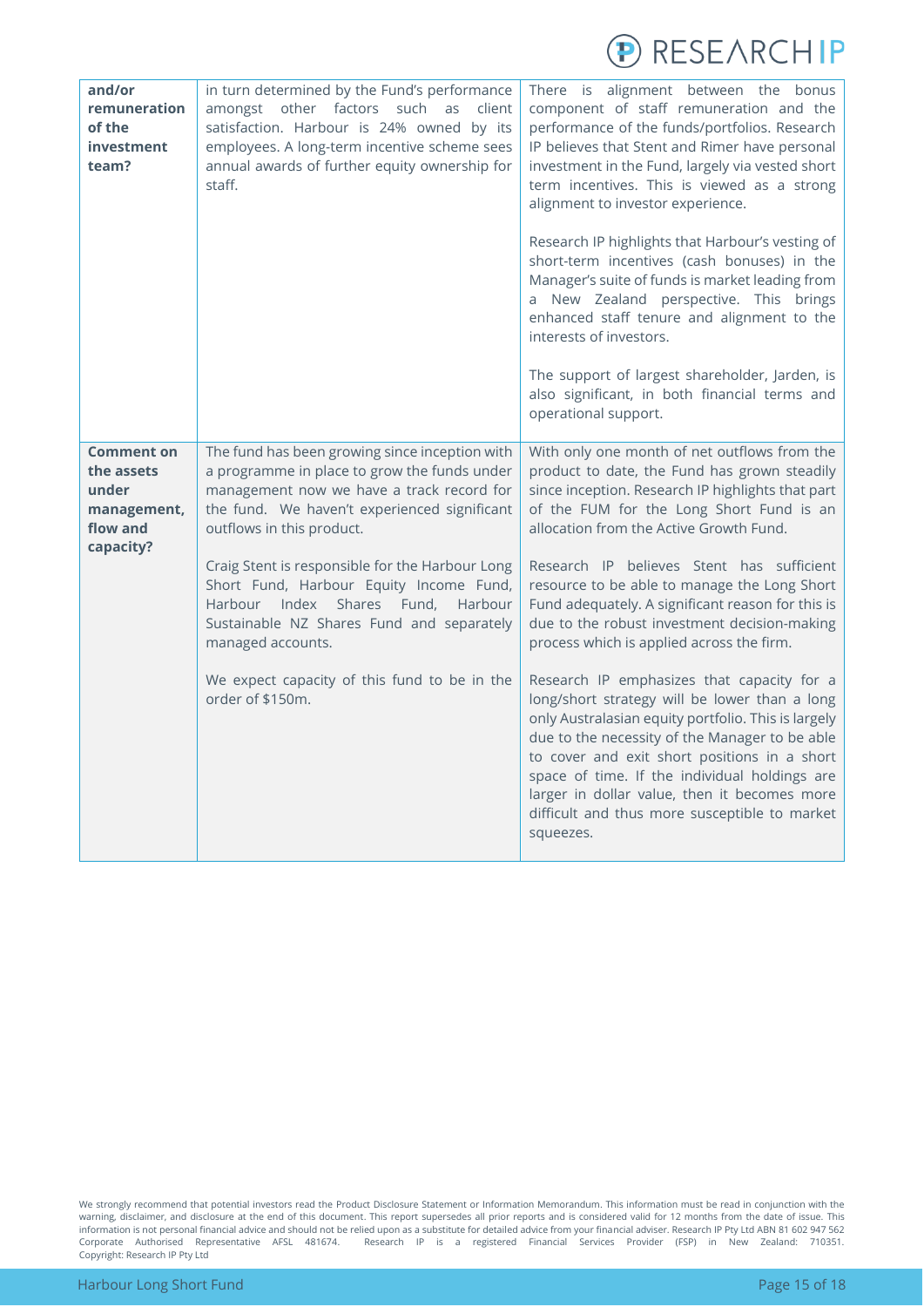| and/or remuneration of the investment team? | in turn determined by the Fund's performance amongst other factors such as client satisfaction. Harbour is 24% owned by its employees. A long-term incentive scheme sees annual awards of further equity ownership for staff. | There is alignment between the bonus component of staff remuneration and the performance of the funds/portfolios. Research IP believes that Stent and Rimer have personal investment in the Fund, largely via vested short term incentives. This is viewed as a strong alignment to investor experience.<br><br>Research IP highlights that Harbour's vesting of short-term incentives (cash bonuses) in the Manager's suite of funds is market leading from a New Zealand perspective. This brings enhanced staff tenure and alignment to the interests of investors.<br><br>The support of largest shareholder, Jarden, is also significant, in both financial terms and operational support. |
|---|---|---|
| **Comment on the assets under management, flow and capacity?** | The fund has been growing since inception with a programme in place to grow the funds under management now we have a track record for the fund. We haven't experienced significant outflows in this product.<br><br>Craig Stent is responsible for the Harbour Long Short Fund, Harbour Equity Income Fund, Harbour Index Shares Fund, Harbour Sustainable NZ Shares Fund and separately managed accounts.<br><br>We expect capacity of this fund to be in the order of $150m. | With only one month of net outflows from the product to date, the Fund has grown steadily since inception. Research IP highlights that part of the FUM for the Long Short Fund is an allocation from the Active Growth Fund.<br><br>Research IP believes Stent has sufficient resource to be able to manage the Long Short Fund adequately. A significant reason for this is due to the robust investment decision-making process which is applied across the firm.<br><br>Research IP emphasizes that capacity for a long/short strategy will be lower than a long only Australasian equity portfolio. This is largely due to the necessity of the Manager to be able to cover and exit short positions in a short space of time. If the individual holdings are larger in dollar value, then it becomes more difficult and thus more susceptible to market squeezes. |

We strongly recommend that potential investors read the Product Disclosure Statement or Information Memorandum. This information must be read in conjunction with the warning, disclaimer, and disclosure at the end of this document. This report supersedes all prior reports and is considered valid for 12 months from the date of issue. This information is not personal financial advice and should not be relied upon as a substitute for detailed advice from your financial adviser. Research IP Pty Ltd ABN 81 602 947 562 Corporate Authorised Representative AFSL 481674. Research IP is a registered Financial Services Provider (FSP) in New Zealand: 710351. Copyright: Research IP Pty Ltd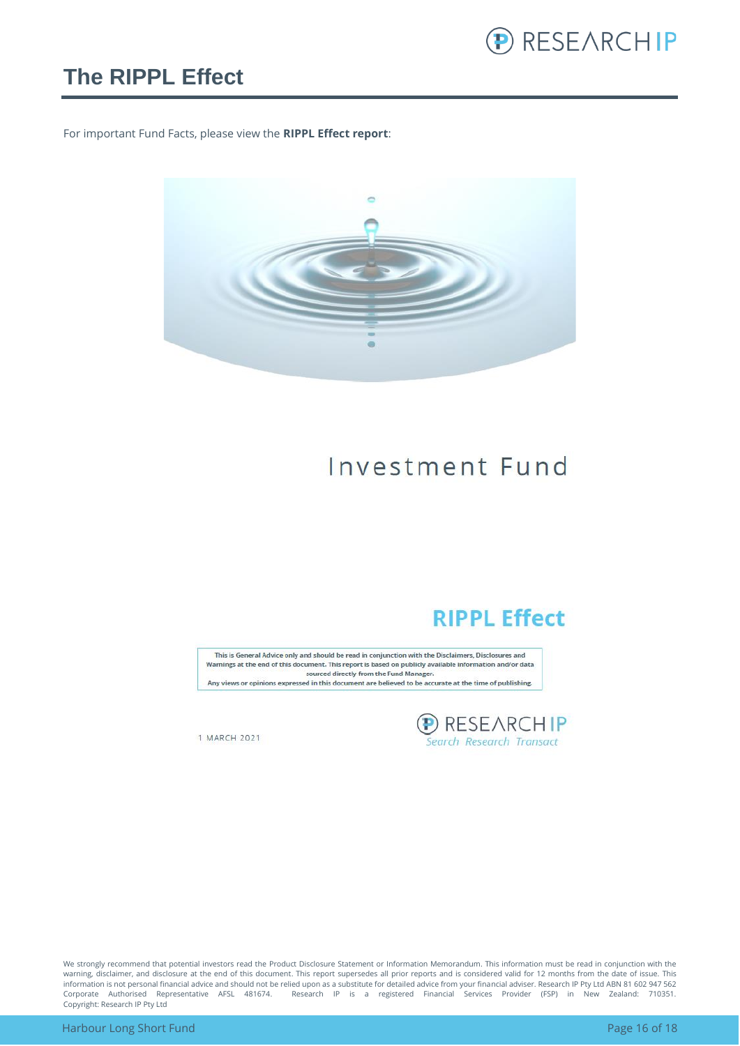# The RIPPL Effect

For important Fund Facts, please view the **RIPPL Effect report**:

Investment Fund

**RIPPL Effect**

This is General Advice only and should be read in conjunction with the Disclaimers, Disclosures and Warnings at the end of this document. This report is based on publicly available information and/or data sourced directly from the Fund Manager.
Any views or opinions expressed in this document are believed to be accurate at the time of publishing.

1 MARCH 2021

RESEARCH IP
*Search Research Transact*

We strongly recommend that potential investors read the Product Disclosure Statement or Information Memorandum. This information must be read in conjunction with the warning, disclaimer, and disclosure at the end of this document. This report supersedes all prior reports and is considered valid for 12 months from the date of issue. This information is not personal financial advice and should not be relied upon as a substitute for detailed advice from your financial adviser. Research IP Pty Ltd ABN 81 602 947 562 Corporate Authorised Representative AFSL 481674. Research IP is a registered Financial Services Provider (FSP) in New Zealand: 710351. Copyright: Research IP Pty Ltd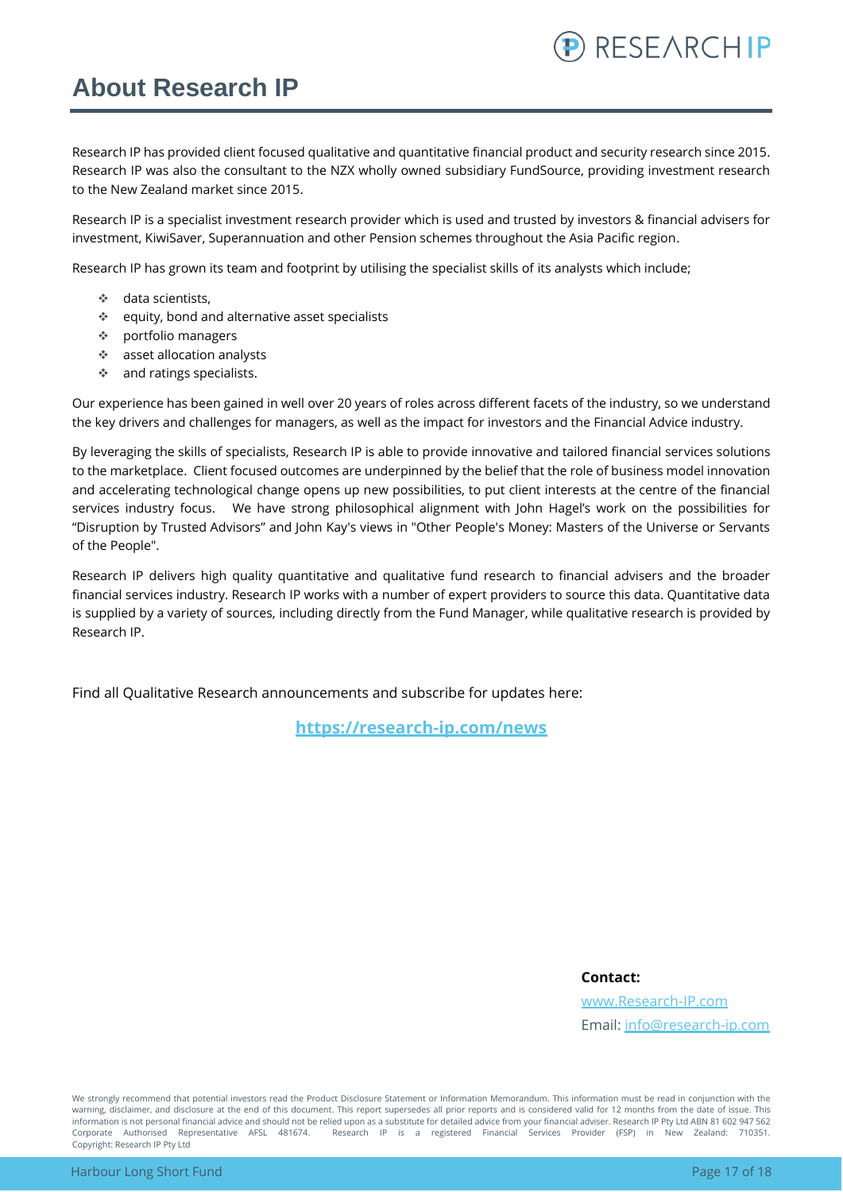# About Research IP

Research IP has provided client focused qualitative and quantitative financial product and security research since 2015. Research IP was also the consultant to the NZX wholly owned subsidiary FundSource, providing investment research to the New Zealand market since 2015.

Research IP is a specialist investment research provider which is used and trusted by investors & financial advisers for investment, KiwiSaver, Superannuation and other Pension schemes throughout the Asia Pacific region.

Research IP has grown its team and footprint by utilising the specialist skills of its analysts which include;

- data scientists,
- equity, bond and alternative asset specialists
- portfolio managers
- asset allocation analysts
- and ratings specialists.

Our experience has been gained in well over 20 years of roles across different facets of the industry, so we understand the key drivers and challenges for managers, as well as the impact for investors and the Financial Advice industry.

By leveraging the skills of specialists, Research IP is able to provide innovative and tailored financial services solutions to the marketplace. Client focused outcomes are underpinned by the belief that the role of business model innovation and accelerating technological change opens up new possibilities, to put client interests at the centre of the financial services industry focus. We have strong philosophical alignment with John Hagel's work on the possibilities for "Disruption by Trusted Advisors" and John Kay's views in "Other People's Money: Masters of the Universe or Servants of the People".

Research IP delivers high quality quantitative and qualitative fund research to financial advisers and the broader financial services industry. Research IP works with a number of expert providers to source this data. Quantitative data is supplied by a variety of sources, including directly from the Fund Manager, while qualitative research is provided by Research IP.

Find all Qualitative Research announcements and subscribe for updates here:

**https://research-ip.com/news**

**Contact:**

www.Research-IP.com

Email: info@research-ip.com

We strongly recommend that potential investors read the Product Disclosure Statement or Information Memorandum. This information must be read in conjunction with the warning, disclaimer, and disclosure at the end of this document. This report supersedes all prior reports and is considered valid for 12 months from the date of issue. This information is not personal financial advice and should not be relied upon as a substitute for detailed advice from your financial adviser. Research IP Pty Ltd ABN 81 602 947 562 Corporate Authorised Representative AFSL 481674. Research IP is a registered Financial Services Provider (FSP) in New Zealand: 710351. Copyright: Research IP Pty Ltd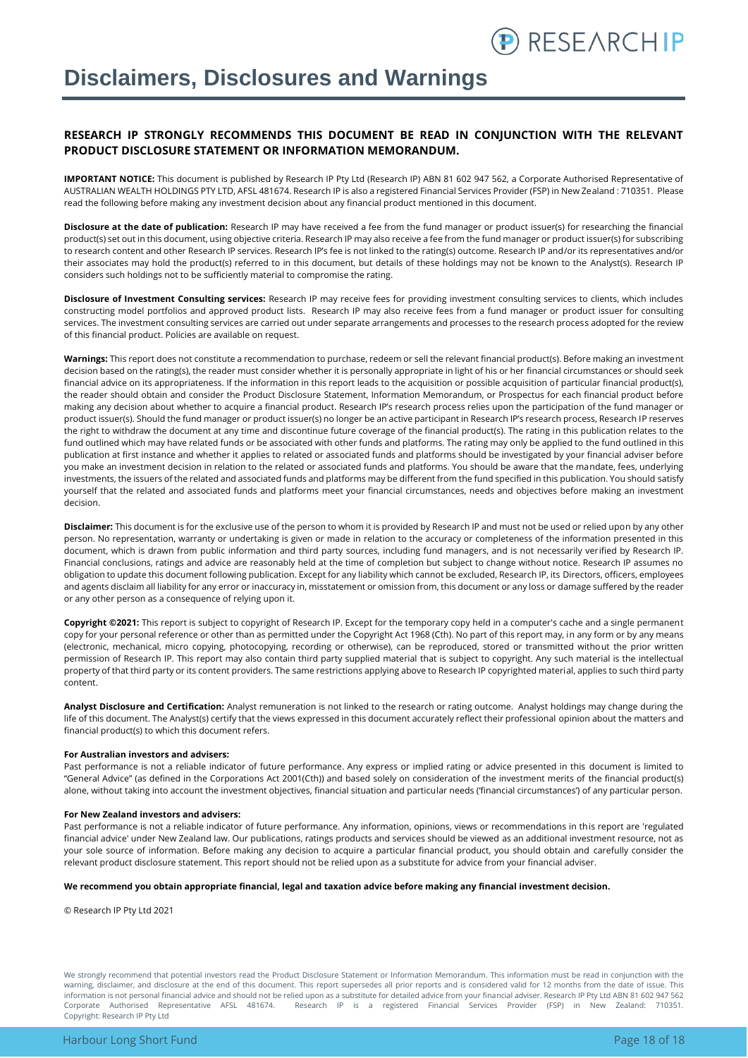# Disclaimers, Disclosures and Warnings

**RESEARCH IP STRONGLY RECOMMENDS THIS DOCUMENT BE READ IN CONJUNCTION WITH THE RELEVANT PRODUCT DISCLOSURE STATEMENT OR INFORMATION MEMORANDUM.**

**IMPORTANT NOTICE:** This document is published by Research IP Pty Ltd (Research IP) ABN 81 602 947 562, a Corporate Authorised Representative of AUSTRALIAN WEALTH HOLDINGS PTY LTD, AFSL 481674. Research IP is also a registered Financial Services Provider (FSP) in New Zealand : 710351. Please read the following before making any investment decision about any financial product mentioned in this document.

**Disclosure at the date of publication:** Research IP may have received a fee from the fund manager or product issuer(s) for researching the financial product(s) set out in this document, using objective criteria. Research IP may also receive a fee from the fund manager or product issuer(s) for subscribing to research content and other Research IP services. Research IP's fee is not linked to the rating(s) outcome. Research IP and/or its representatives and/or their associates may hold the product(s) referred to in this document, but details of these holdings may not be known to the Analyst(s). Research IP considers such holdings not to be sufficiently material to compromise the rating.

**Disclosure of Investment Consulting services:** Research IP may receive fees for providing investment consulting services to clients, which includes constructing model portfolios and approved product lists. Research IP may also receive fees from a fund manager or product issuer for consulting services. The investment consulting services are carried out under separate arrangements and processes to the research process adopted for the review of this financial product. Policies are available on request.

**Warnings:** This report does not constitute a recommendation to purchase, redeem or sell the relevant financial product(s). Before making an investment decision based on the rating(s), the reader must consider whether it is personally appropriate in light of his or her financial circumstances or should seek financial advice on its appropriateness. If the information in this report leads to the acquisition or possible acquisition of particular financial product(s), the reader should obtain and consider the Product Disclosure Statement, Information Memorandum, or Prospectus for each financial product before making any decision about whether to acquire a financial product. Research IP's research process relies upon the participation of the fund manager or product issuer(s). Should the fund manager or product issuer(s) no longer be an active participant in Research IP's research process, Research IP reserves the right to withdraw the document at any time and discontinue future coverage of the financial product(s). The rating in this publication relates to the fund outlined which may have related funds or be associated with other funds and platforms. The rating may only be applied to the fund outlined in this publication at first instance and whether it applies to related or associated funds and platforms should be investigated by your financial adviser before you make an investment decision in relation to the related or associated funds and platforms. You should be aware that the mandate, fees, underlying investments, the issuers of the related and associated funds and platforms may be different from the fund specified in this publication. You should satisfy yourself that the related and associated funds and platforms meet your financial circumstances, needs and objectives before making an investment decision.

**Disclaimer:** This document is for the exclusive use of the person to whom it is provided by Research IP and must not be used or relied upon by any other person. No representation, warranty or undertaking is given or made in relation to the accuracy or completeness of the information presented in this document, which is drawn from public information and third party sources, including fund managers, and is not necessarily verified by Research IP. Financial conclusions, ratings and advice are reasonably held at the time of completion but subject to change without notice. Research IP assumes no obligation to update this document following publication. Except for any liability which cannot be excluded, Research IP, its Directors, officers, employees and agents disclaim all liability for any error or inaccuracy in, misstatement or omission from, this document or any loss or damage suffered by the reader or any other person as a consequence of relying upon it.

**Copyright ©2021:** This report is subject to copyright of Research IP. Except for the temporary copy held in a computer's cache and a single permanent copy for your personal reference or other than as permitted under the Copyright Act 1968 (Cth). No part of this report may, in any form or by any means (electronic, mechanical, micro copying, photocopying, recording or otherwise), can be reproduced, stored or transmitted without the prior written permission of Research IP. This report may also contain third party supplied material that is subject to copyright. Any such material is the intellectual property of that third party or its content providers. The same restrictions applying above to Research IP copyrighted material, applies to such third party content.

**Analyst Disclosure and Certification:** Analyst remuneration is not linked to the research or rating outcome. Analyst holdings may change during the life of this document. The Analyst(s) certify that the views expressed in this document accurately reflect their professional opinion about the matters and financial product(s) to which this document refers.

**For Australian investors and advisers:**

Past performance is not a reliable indicator of future performance. Any express or implied rating or advice presented in this document is limited to "General Advice" (as defined in the Corporations Act 2001(Cth)) and based solely on consideration of the investment merits of the financial product(s) alone, without taking into account the investment objectives, financial situation and particular needs ('financial circumstances') of any particular person.

**For New Zealand investors and advisers:**

Past performance is not a reliable indicator of future performance. Any information, opinions, views or recommendations in this report are 'regulated financial advice' under New Zealand law. Our publications, ratings products and services should be viewed as an additional investment resource, not as your sole source of information. Before making any decision to acquire a particular financial product, you should obtain and carefully consider the relevant product disclosure statement. This report should not be relied upon as a substitute for advice from your financial adviser.

**We recommend you obtain appropriate financial, legal and taxation advice before making any financial investment decision.**

© Research IP Pty Ltd 2021

We strongly recommend that potential investors read the Product Disclosure Statement or Information Memorandum. This information must be read in conjunction with the warning, disclaimer, and disclosure at the end of this document. This report supersedes all prior reports and is considered valid for 12 months from the date of issue. This information is not personal financial advice and should not be relied upon as a substitute for detailed advice from your financial adviser. Research IP Pty Ltd ABN 81 602 947 562 Corporate Authorised Representative AFSL 481674. Research IP is a registered Financial Services Provider (FSP) in New Zealand: 710351. Copyright: Research IP Pty Ltd